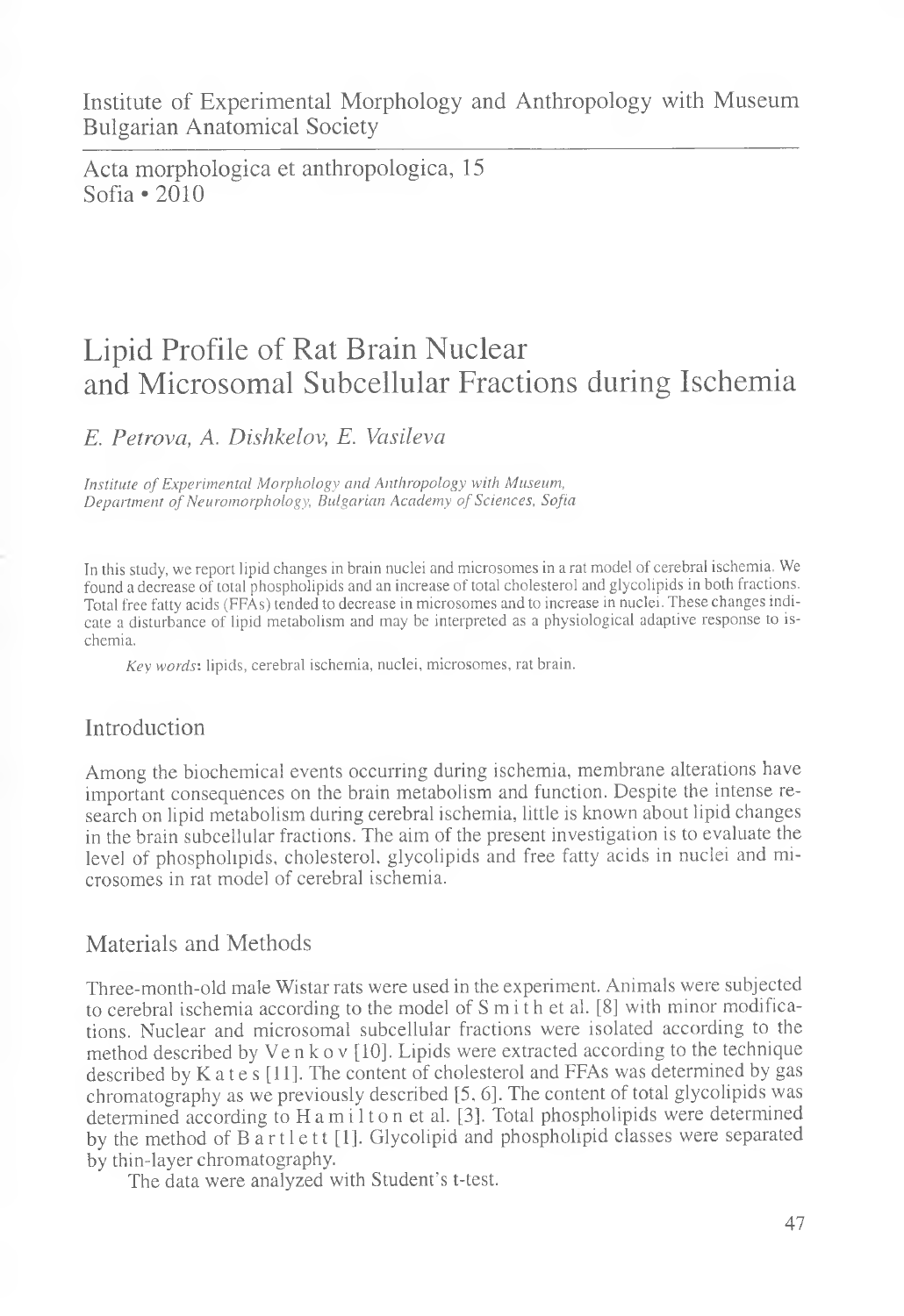Institute of Experimental Morphology and Anthropology with Museum
Bulgarian Anatomical Society

Acta morphologica et anthropologica, 15
Sofia • 2010

# Lipid Profile of Rat Brain Nuclear and Microsomal Subcellular Fractions during Ischemia

*E. Petrova, A. Dishkelov, E. Vasileva*

*Institute of Experimental Morphology and Anthropology with Museum, Department of Neuromorphology, Bulgarian Academy of Sciences, Sofia*

In this study, we report lipid changes in brain nuclei and microsomes in a rat model of cerebral ischemia. We found a decrease of total phospholipids and an increase of total cholesterol and glycolipids in both fractions. Total free fatty acids (FFAs) tended to decrease in microsomes and to increase in nuclei. These changes indicate a disturbance of lipid metabolism and may be interpreted as a physiological adaptive response to ischemia.

*Key words*: lipids, cerebral ischemia, nuclei, microsomes, rat brain.

## Introduction

Among the biochemical events occurring during ischemia, membrane alterations have important consequences on the brain metabolism and function. Despite the intense research on lipid metabolism during cerebral ischemia, little is known about lipid changes in the brain subcellular fractions. The aim of the present investigation is to evaluate the level of phospholipids, cholesterol, glycolipids and free fatty acids in nuclei and microsomes in rat model of cerebral ischemia.

## Materials and Methods

Three-month-old male Wistar rats were used in the experiment. Animals were subjected to cerebral ischemia according to the model of S m i t h et al. [8] with minor modifications. Nuclear and microsomal subcellular fractions were isolated according to the method described by V e n k o v [10]. Lipids were extracted according to the technique described by K a t e s [11]. The content of cholesterol and FFAs was determined by gas chromatography as we previously described [5, 6]. The content of total glycolipids was determined according to H a m i l t o n et al. [3]. Total phospholipids were determined by the method of B a r t l e t t [1]. Glycolipid and phospholipid classes were separated by thin-layer chromatography.

The data were analyzed with Student's t-test.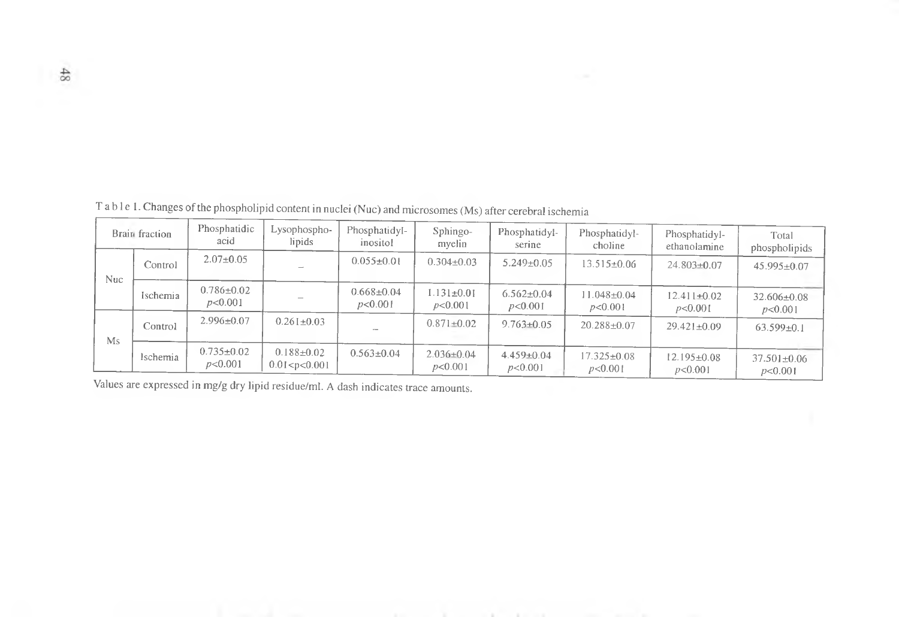Table 1. Changes of the phospholipid content in nuclei (Nuc) and microsomes (Ms) after cerebral ischemia

| Brain fraction | | Phosphatidic acid | Lysophospholipids | Phosphatidylinositol | Sphingomyelin | Phosphatidylserine | Phosphatidylcholine | Phosphatidylethanolamine | Total phospholipids |
|---|---|---|---|---|---|---|---|---|---|
| Nuc | Control | 2.07±0.05 | – | 0.055±0.01 | 0.304±0.03 | 5.249±0.05 | 13.515±0.06 | 24.803±0.07 | 45.995±0.07 |
| | Ischemia | 0.786±0.02 $p<0.001$ | – | 0.668±0.04 $p<0.001$ | 1.131±0.01 $p<0.001$ | 6.562±0.04 $p<0.001$ | 11.048±0.04 $p<0.001$ | 12.411±0.02 $p<0.001$ | 32.606±0.08 $p<0.001$ |
| Ms | Control | 2.996±0.07 | 0.261±0.03 | – | 0.871±0.02 | 9.763±0.05 | 20.288±0.07 | 29.421±0.09 | 63.599±0.1 |
| | Ischemia | 0.735±0.02 $p<0.001$ | 0.188±0.02 $0.01<p<0.001$ | 0.563±0.04 | 2.036±0.04 $p<0.001$ | 4.459±0.04 $p<0.001$ | 17.325±0.08 $p<0.001$ | 12.195±0.08 $p<0.001$ | 37.501±0.06 $p<0.001$ |

Values are expressed in mg/g dry lipid residue/ml. A dash indicates trace amounts.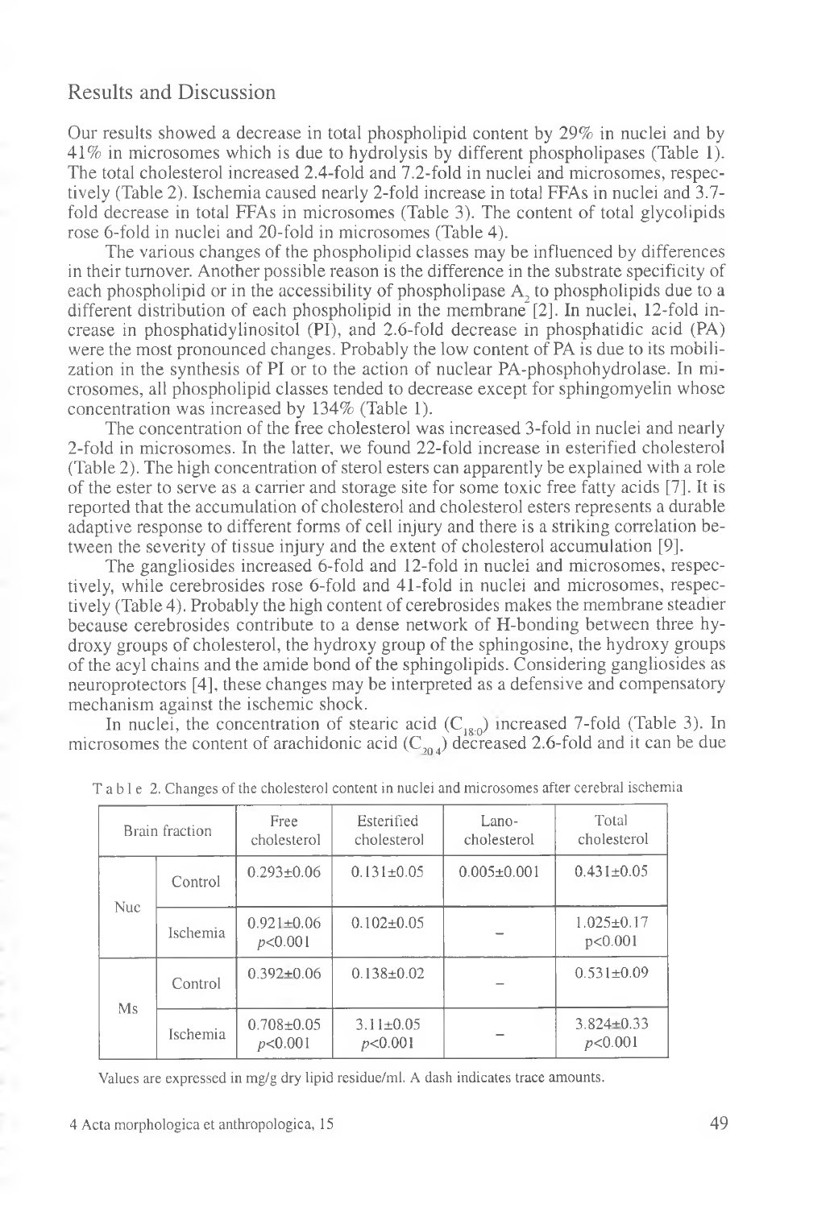## Results and Discussion

Our results showed a decrease in total phospholipid content by 29% in nuclei and by 41% in microsomes which is due to hydrolysis by different phospholipases (Table 1). The total cholesterol increased 2.4-fold and 7.2-fold in nuclei and microsomes, respectively (Table 2). Ischemia caused nearly 2-fold increase in total FFAs in nuclei and 3.7-fold decrease in total FFAs in microsomes (Table 3). The content of total glycolipids rose 6-fold in nuclei and 20-fold in microsomes (Table 4).

The various changes of the phospholipid classes may be influenced by differences in their turnover. Another possible reason is the difference in the substrate specificity of each phospholipid or in the accessibility of phospholipase $A_2$ to phospholipids due to a different distribution of each phospholipid in the membrane [2]. In nuclei, 12-fold increase in phosphatidylinositol (PI), and 2.6-fold decrease in phosphatidic acid (PA) were the most pronounced changes. Probably the low content of PA is due to its mobilization in the synthesis of PI or to the action of nuclear PA-phosphohydrolase. In microsomes, all phospholipid classes tended to decrease except for sphingomyelin whose concentration was increased by 134% (Table 1).

The concentration of the free cholesterol was increased 3-fold in nuclei and nearly 2-fold in microsomes. In the latter, we found 22-fold increase in esterified cholesterol (Table 2). The high concentration of sterol esters can apparently be explained with a role of the ester to serve as a carrier and storage site for some toxic free fatty acids [7]. It is reported that the accumulation of cholesterol and cholesterol esters represents a durable adaptive response to different forms of cell injury and there is a striking correlation between the severity of tissue injury and the extent of cholesterol accumulation [9].

The gangliosides increased 6-fold and 12-fold in nuclei and microsomes, respectively, while cerebrosides rose 6-fold and 41-fold in nuclei and microsomes, respectively (Table 4). Probably the high content of cerebrosides makes the membrane steadier because cerebrosides contribute to a dense network of H-bonding between three hydroxy groups of cholesterol, the hydroxy group of the sphingosine, the hydroxy groups of the acyl chains and the amide bond of the sphingolipids. Considering gangliosides as neuroprotectors [4], these changes may be interpreted as a defensive and compensatory mechanism against the ischemic shock.

In nuclei, the concentration of stearic acid ($C_{18:0}$) increased 7-fold (Table 3). In microsomes the content of arachidonic acid ($C_{20:4}$) decreased 2.6-fold and it can be due

Table 2. Changes of the cholesterol content in nuclei and microsomes after cerebral ischemia

| Brain fraction | | Free cholesterol | Esterified cholesterol | Lano-cholesterol | Total cholesterol |
|---|---|---|---|---|---|
| Nuc | Control | 0.293±0.06 | 0.131±0.05 | 0.005±0.001 | 0.431±0.05 |
| | Ischemia | 0.921±0.06 $p<0.001$ | 0.102±0.05 | – | 1.025±0.17 $p<0.001$ |
| Ms | Control | 0.392±0.06 | 0.138±0.02 | – | 0.531±0.09 |
| | Ischemia | 0.708±0.05 $p<0.001$ | 3.11±0.05 $p<0.001$ | – | 3.824±0.33 $p<0.001$ |

Values are expressed in mg/g dry lipid residue/ml. A dash indicates trace amounts.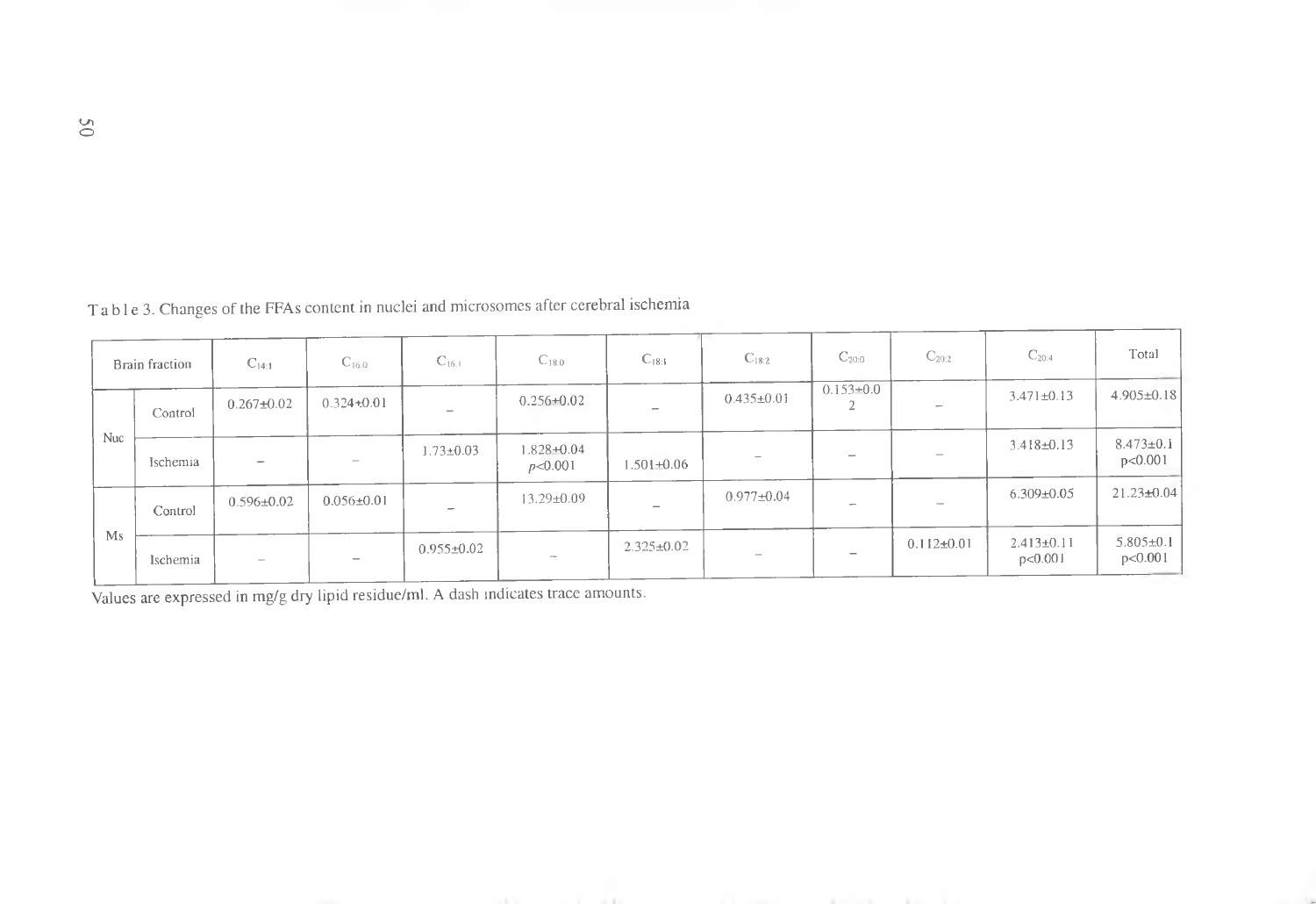Table 3. Changes of the FFAs content in nuclei and microsomes after cerebral ischemia

| Brain fraction | | $C_{14:1}$ | $C_{16:0}$ | $C_{16:1}$ | $C_{18:0}$ | $C_{18:1}$ | $C_{18:2}$ | $C_{20:0}$ | $C_{20:2}$ | $C_{20:4}$ | Total |
|---|---|---|---|---|---|---|---|---|---|---|---|
| Nuc | Control | 0.267±0.02 | 0.324±0.01 | – | 0.256±0.02 | – | 0.435±0.01 | 0.153±0.02 | – | 3.471±0.13 | 4.905±0.18 |
| | Ischemia | – | – | 1.73±0.03 | 1.828±0.04 $p<0.001$ | 1.501±0.06 | – | – | – | 3.418±0.13 | 8.473±0.1 $p<0.001$ |
| Ms | Control | 0.596±0.02 | 0.056±0.01 | – | 13.29±0.09 | – | 0.977±0.04 | – | – | 6.309±0.05 | 21.23±0.04 |
| | Ischemia | – | – | 0.955±0.02 | – | 2.325±0.02 | – | – | 0.112±0.01 | 2.413±0.11 $p<0.001$ | 5.805±0.1 $p<0.001$ |

Values are expressed in mg/g dry lipid residue/ml. A dash indicates trace amounts.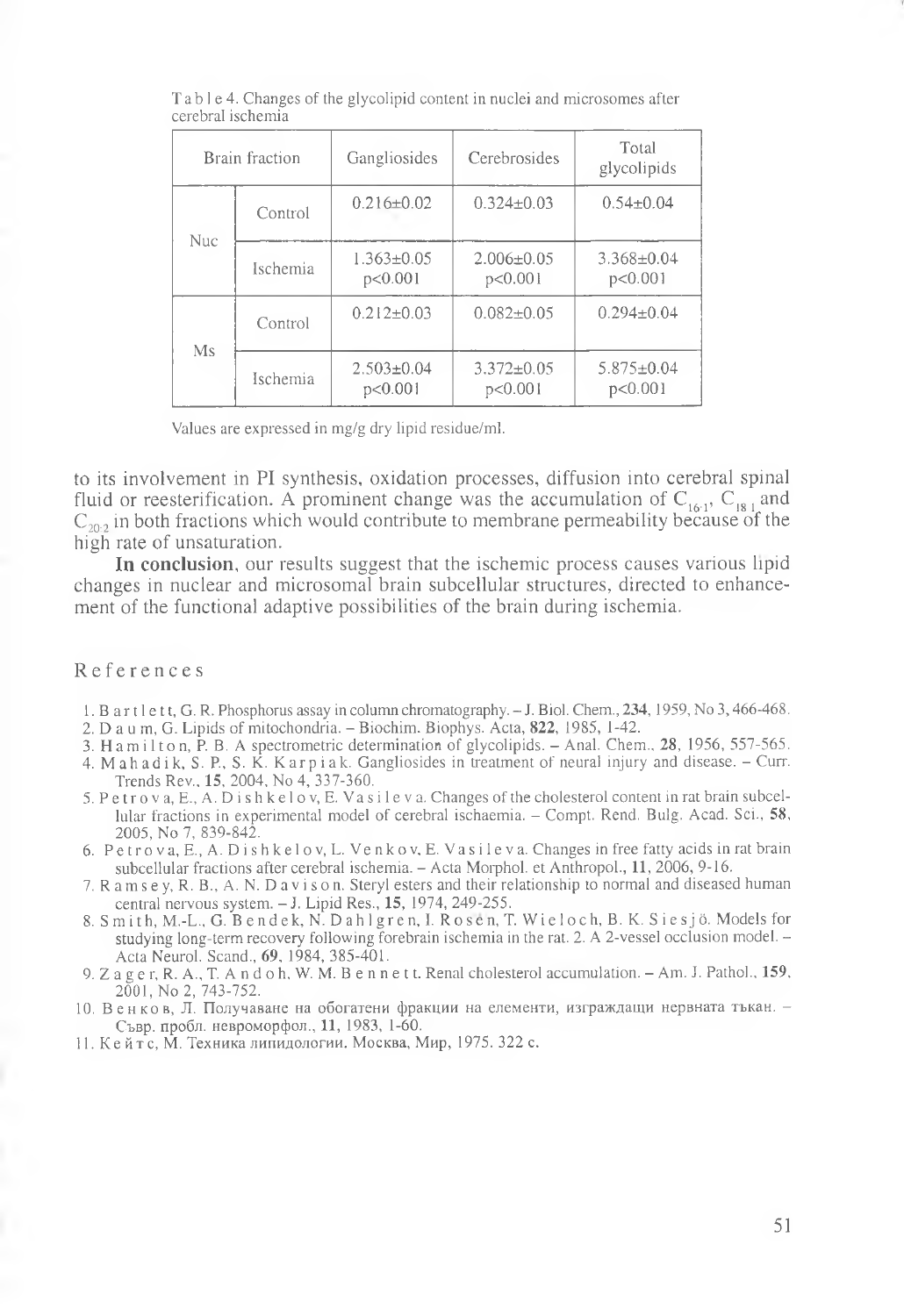Table 4. Changes of the glycolipid content in nuclei and microsomes after cerebral ischemia

| Brain fraction | | Gangliosides | Cerebrosides | Total glycolipids |
|---|---|---|---|---|
| Nuc | Control | 0.216±0.02 | 0.324±0.03 | 0.54±0.04 |
| | Ischemia | 1.363±0.05 $p<0.001$ | 2.006±0.05 $p<0.001$ | 3.368±0.04 $p<0.001$ |
| Ms | Control | 0.212±0.03 | 0.082±0.05 | 0.294±0.04 |
| | Ischemia | 2.503±0.04 $p<0.001$ | 3.372±0.05 $p<0.001$ | 5.875±0.04 $p<0.001$ |

Values are expressed in mg/g dry lipid residue/ml.

to its involvement in PI synthesis, oxidation processes, diffusion into cerebral spinal fluid or reesterification. A prominent change was the accumulation of $C_{16:1}$, $C_{18:1}$ and $C_{20:2}$ in both fractions which would contribute to membrane permeability because of the high rate of unsaturation.

**In conclusion**, our results suggest that the ischemic process causes various lipid changes in nuclear and microsomal brain subcellular structures, directed to enhancement of the functional adaptive possibilities of the brain during ischemia.

## References

1. Bartlett, G. R. Phosphorus assay in column chromatography. – J. Biol. Chem., **234**, 1959, No 3, 466-468.
2. Daum, G. Lipids of mitochondria. – Biochim. Biophys. Acta, **822**, 1985, 1-42.
3. Hamilton, P. B. A spectrometric determination of glycolipids. – Anal. Chem., **28**, 1956, 557-565.
4. Mahadik, S. P., S. K. Karpiak. Gangliosides in treatment of neural injury and disease. – Curr. Trends Rev., **15**, 2004, No 4, 337-360.
5. Petrova, E., A. Dishkelov, E. Vasileva. Changes of the cholesterol content in rat brain subcellular fractions in experimental model of cerebral ischaemia. – Compt. Rend. Bulg. Acad. Sci., **58**, 2005, No 7, 839-842.
6. Petrova, E., A. Dishkelov, L. Venkov, E. Vasileva. Changes in free fatty acids in rat brain subcellular fractions after cerebral ischemia. – Acta Morphol. et Anthropol., **11**, 2006, 9-16.
7. Ramsey, R. B., A. N. Davison. Steryl esters and their relationship to normal and diseased human central nervous system. – J. Lipid Res., **15**, 1974, 249-255.
8. Smith, M.-L., G. Bendek, N. Dahlgren, I. Rosén, T. Wieloch, B. K. Siesjö. Models for studying long-term recovery following forebrain ischemia in the rat. 2. A 2-vessel occlusion model. – Acta Neurol. Scand., **69**, 1984, 385-401.
9. Zager, R. A., T. Andoh, W. M. Bennett. Renal cholesterol accumulation. – Am. J. Pathol., **159**, 2001, No 2, 743-752.
10. Венков, Л. Получаване на обогатени фракции на елементи, изграждащи нервната тъкан. – Съвр. пробл. невроморфол., **11**, 1983, 1-60.
11. Кейтс, М. Техника липидологии. Москва, Мир, 1975. 322 с.